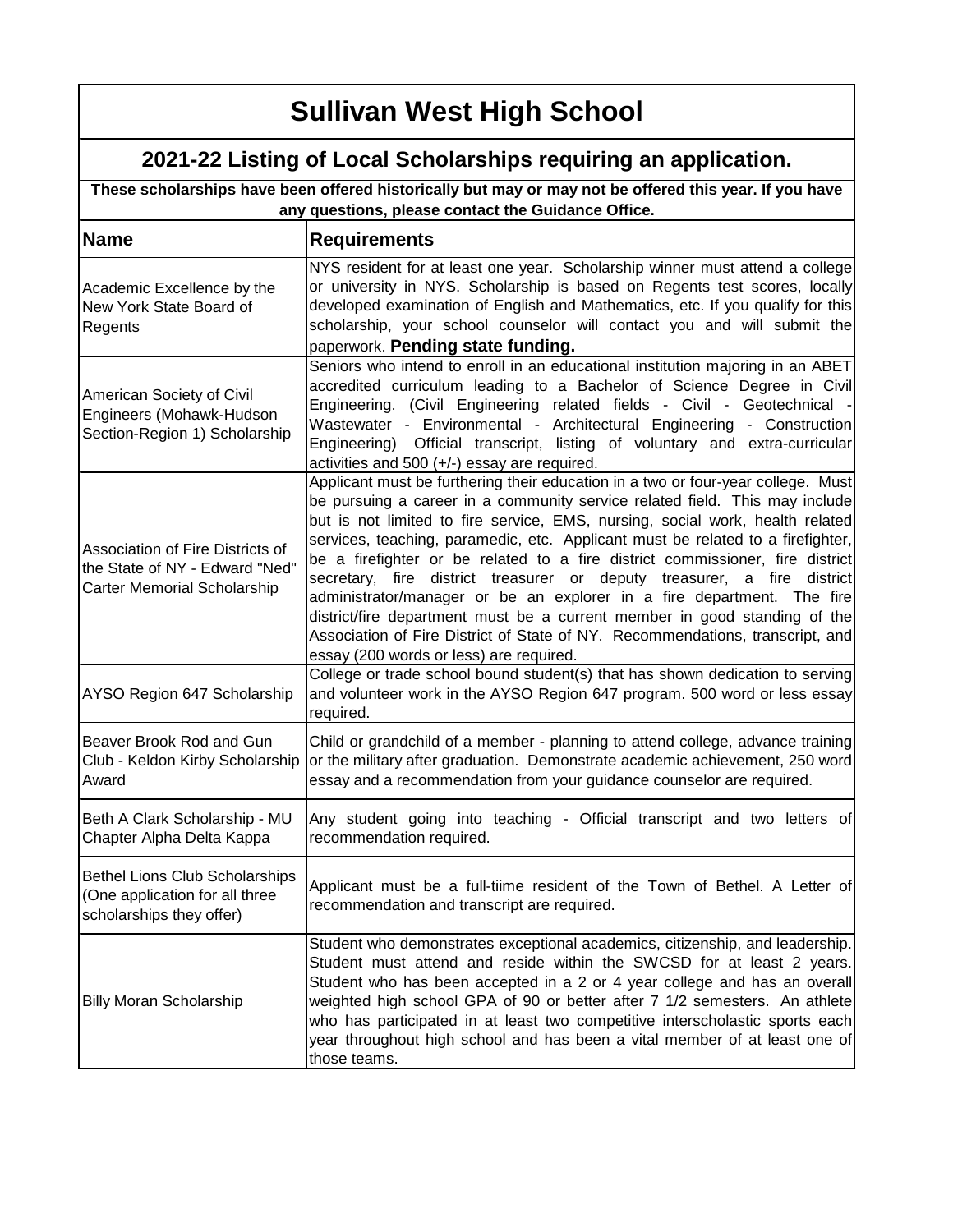# Sullivan West High School

## 2021-22 Listing of Local Scholarships requiring an application.

**These scholarships have been offered historically but may or may not be offered this year. If you have any questions, please contact the Guidance Office.**

| Name | Requirements |
| --- | --- |
| Academic Excellence by the New York State Board of Regents | NYS resident for at least one year. Scholarship winner must attend a college or university in NYS. Scholarship is based on Regents test scores, locally developed examination of English and Mathematics, etc. If you qualify for this scholarship, your school counselor will contact you and will submit the paperwork. **Pending state funding.** |
| American Society of Civil Engineers (Mohawk-Hudson Section-Region 1) Scholarship | Seniors who intend to enroll in an educational institution majoring in an ABET accredited curriculum leading to a Bachelor of Science Degree in Civil Engineering. (Civil Engineering related fields - Civil - Geotechnical - Wastewater - Environmental - Architectural Engineering - Construction Engineering) Official transcript, listing of voluntary and extra-curricular activities and 500 (+/-) essay are required. |
| Association of Fire Districts of the State of NY - Edward "Ned" Carter Memorial Scholarship | Applicant must be furthering their education in a two or four-year college. Must be pursuing a career in a community service related field. This may include but is not limited to fire service, EMS, nursing, social work, health related services, teaching, paramedic, etc. Applicant must be related to a firefighter, be a firefighter or be related to a fire district commissioner, fire district secretary, fire district treasurer or deputy treasurer, a fire district administrator/manager or be an explorer in a fire department. The fire district/fire department must be a current member in good standing of the Association of Fire District of State of NY. Recommendations, transcript, and essay (200 words or less) are required. |
| AYSO Region 647 Scholarship | College or trade school bound student(s) that has shown dedication to serving and volunteer work in the AYSO Region 647 program. 500 word or less essay required. |
| Beaver Brook Rod and Gun Club - Keldon Kirby Scholarship Award | Child or grandchild of a member - planning to attend college, advance training or the military after graduation. Demonstrate academic achievement, 250 word essay and a recommendation from your guidance counselor are required. |
| Beth A Clark Scholarship - MU Chapter Alpha Delta Kappa | Any student going into teaching - Official transcript and two letters of recommendation required. |
| Bethel Lions Club Scholarships (One application for all three scholarships they offer) | Applicant must be a full-tiime resident of the Town of Bethel. A Letter of recommendation and transcript are required. |
| Billy Moran Scholarship | Student who demonstrates exceptional academics, citizenship, and leadership. Student must attend and reside within the SWCSD for at least 2 years. Student who has been accepted in a 2 or 4 year college and has an overall weighted high school GPA of 90 or better after 7 1/2 semesters. An athlete who has participated in at least two competitive interscholastic sports each year throughout high school and has been a vital member of at least one of those teams. |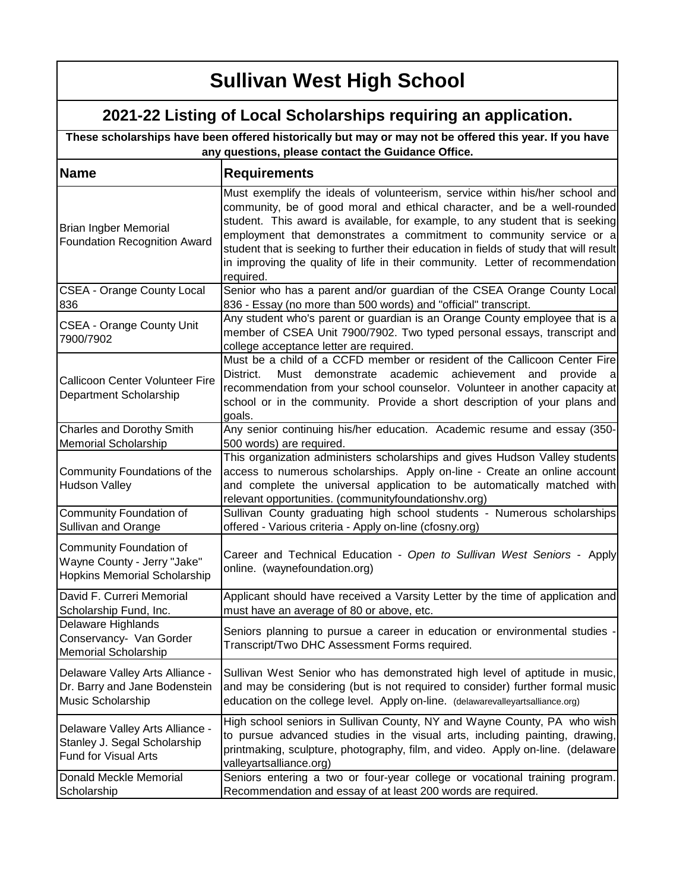# Sullivan West High School

## 2021-22 Listing of Local Scholarships requiring an application.

**These scholarships have been offered historically but may or may not be offered this year. If you have any questions, please contact the Guidance Office.**

| Name | Requirements |
|---|---|
| Brian Ingber Memorial Foundation Recognition Award | Must exemplify the ideals of volunteerism, service within his/her school and community, be of good moral and ethical character, and be a well-rounded student. This award is available, for example, to any student that is seeking employment that demonstrates a commitment to community service or a student that is seeking to further their education in fields of study that will result in improving the quality of life in their community. Letter of recommendation required. |
| CSEA - Orange County Local 836 | Senior who has a parent and/or guardian of the CSEA Orange County Local 836 - Essay (no more than 500 words) and "official" transcript. |
| CSEA - Orange County Unit 7900/7902 | Any student who's parent or guardian is an Orange County employee that is a member of CSEA Unit 7900/7902. Two typed personal essays, transcript and college acceptance letter are required. |
| Callicoon Center Volunteer Fire Department Scholarship | Must be a child of a CCFD member or resident of the Callicoon Center Fire District. Must demonstrate academic achievement and provide a recommendation from your school counselor. Volunteer in another capacity at school or in the community. Provide a short description of your plans and goals. |
| Charles and Dorothy Smith Memorial Scholarship | Any senior continuing his/her education. Academic resume and essay (350-500 words) are required. |
| Community Foundations of the Hudson Valley | This organization administers scholarships and gives Hudson Valley students access to numerous scholarships. Apply on-line - Create an online account and complete the universal application to be automatically matched with relevant opportunities. (communityfoundationshv.org) |
| Community Foundation of Sullivan and Orange | Sullivan County graduating high school students - Numerous scholarships offered - Various criteria - Apply on-line (cfosny.org) |
| Community Foundation of Wayne County - Jerry "Jake" Hopkins Memorial Scholarship | Career and Technical Education - *Open to Sullivan West Seniors* - Apply online. (waynefoundation.org) |
| David F. Curreri Memorial Scholarship Fund, Inc. | Applicant should have received a Varsity Letter by the time of application and must have an average of 80 or above, etc. |
| Delaware Highlands Conservancy- Van Gorder Memorial Scholarship | Seniors planning to pursue a career in education or environmental studies - Transcript/Two DHC Assessment Forms required. |
| Delaware Valley Arts Alliance - Dr. Barry and Jane Bodenstein Music Scholarship | Sullivan West Senior who has demonstrated high level of aptitude in music, and may be considering (but is not required to consider) further formal music education on the college level. Apply on-line. (delawarevalleyartsalliance.org) |
| Delaware Valley Arts Alliance - Stanley J. Segal Scholarship Fund for Visual Arts | High school seniors in Sullivan County, NY and Wayne County, PA who wish to pursue advanced studies in the visual arts, including painting, drawing, printmaking, sculpture, photography, film, and video. Apply on-line. (delaware valleyartsalliance.org) |
| Donald Meckle Memorial Scholarship | Seniors entering a two or four-year college or vocational training program. Recommendation and essay of at least 200 words are required. |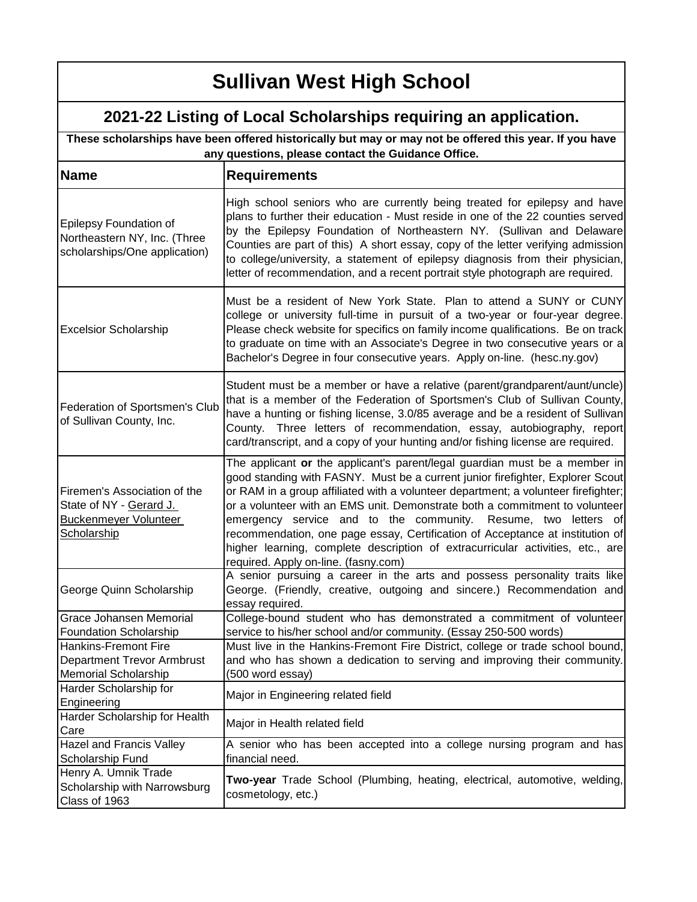# Sullivan West High School

## 2021-22 Listing of Local Scholarships requiring an application.

**These scholarships have been offered historically but may or may not be offered this year. If you have any questions, please contact the Guidance Office.**

| Name | Requirements |
|---|---|
| Epilepsy Foundation of Northeastern NY, Inc. (Three scholarships/One application) | High school seniors who are currently being treated for epilepsy and have plans to further their education - Must reside in one of the 22 counties served by the Epilepsy Foundation of Northeastern NY. (Sullivan and Delaware Counties are part of this) A short essay, copy of the letter verifying admission to college/university, a statement of epilepsy diagnosis from their physician, letter of recommendation, and a recent portrait style photograph are required. |
| Excelsior Scholarship | Must be a resident of New York State. Plan to attend a SUNY or CUNY college or university full-time in pursuit of a two-year or four-year degree. Please check website for specifics on family income qualifications. Be on track to graduate on time with an Associate's Degree in two consecutive years or a Bachelor's Degree in four consecutive years. Apply on-line. (hesc.ny.gov) |
| Federation of Sportsmen's Club of Sullivan County, Inc. | Student must be a member or have a relative (parent/grandparent/aunt/uncle) that is a member of the Federation of Sportsmen's Club of Sullivan County, have a hunting or fishing license, 3.0/85 average and be a resident of Sullivan County. Three letters of recommendation, essay, autobiography, report card/transcript, and a copy of your hunting and/or fishing license are required. |
| Firemen's Association of the State of NY - Gerard J. Buckenmeyer Volunteer Scholarship | The applicant **or** the applicant's parent/legal guardian must be a member in good standing with FASNY. Must be a current junior firefighter, Explorer Scout or RAM in a group affiliated with a volunteer department; a volunteer firefighter; or a volunteer with an EMS unit. Demonstrate both a commitment to volunteer emergency service and to the community. Resume, two letters of recommendation, one page essay, Certification of Acceptance at institution of higher learning, complete description of extracurricular activities, etc., are required. Apply on-line. (fasny.com) |
| George Quinn Scholarship | A senior pursuing a career in the arts and possess personality traits like George. (Friendly, creative, outgoing and sincere.) Recommendation and essay required. |
| Grace Johansen Memorial Foundation Scholarship | College-bound student who has demonstrated a commitment of volunteer service to his/her school and/or community. (Essay 250-500 words) |
| Hankins-Fremont Fire Department Trevor Armbrust Memorial Scholarship | Must live in the Hankins-Fremont Fire District, college or trade school bound, and who has shown a dedication to serving and improving their community. (500 word essay) |
| Harder Scholarship for Engineering | Major in Engineering related field |
| Harder Scholarship for Health Care | Major in Health related field |
| Hazel and Francis Valley Scholarship Fund | A senior who has been accepted into a college nursing program and has financial need. |
| Henry A. Umnik Trade Scholarship with Narrowsburg Class of 1963 | **Two-year** Trade School (Plumbing, heating, electrical, automotive, welding, cosmetology, etc.) |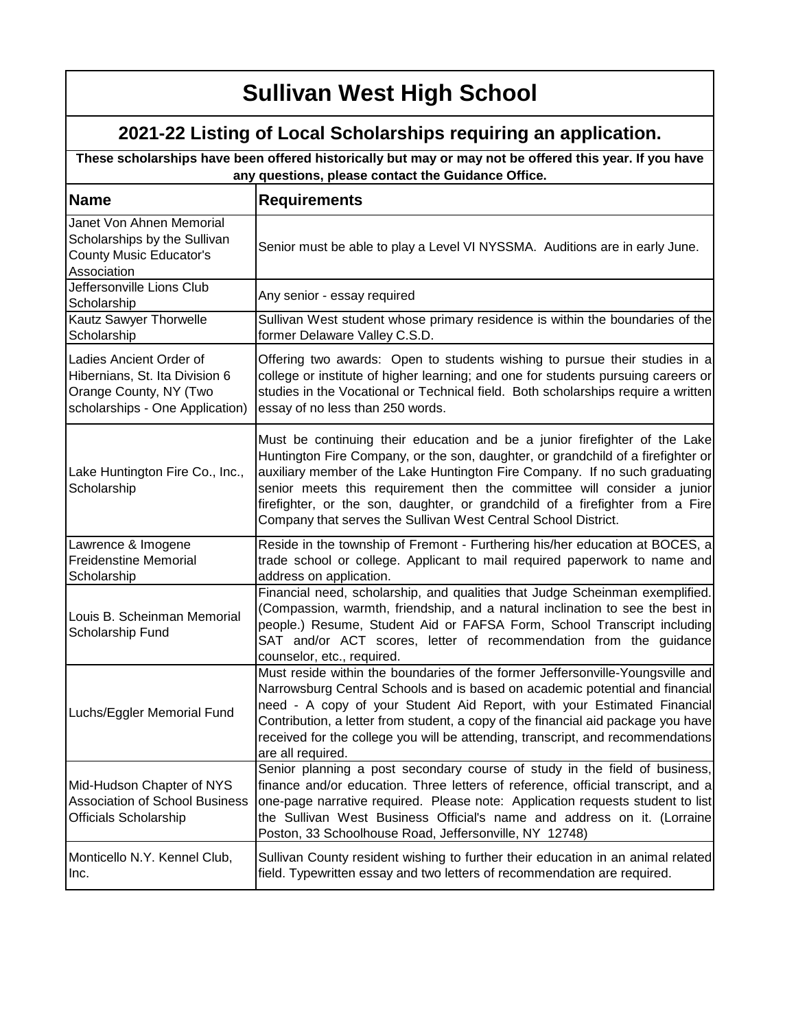# Sullivan West High School

## 2021-22 Listing of Local Scholarships requiring an application.

**These scholarships have been offered historically but may or may not be offered this year. If you have any questions, please contact the Guidance Office.**

| Name | Requirements |
|---|---|
| Janet Von Ahnen Memorial Scholarships by the Sullivan County Music Educator's Association | Senior must be able to play a Level VI NYSSMA. Auditions are in early June. |
| Jeffersonville Lions Club Scholarship | Any senior - essay required |
| Kautz Sawyer Thorwelle Scholarship | Sullivan West student whose primary residence is within the boundaries of the former Delaware Valley C.S.D. |
| Ladies Ancient Order of Hibernians, St. Ita Division 6 Orange County, NY (Two scholarships - One Application) | Offering two awards: Open to students wishing to pursue their studies in a college or institute of higher learning; and one for students pursuing careers or studies in the Vocational or Technical field. Both scholarships require a written essay of no less than 250 words. |
| Lake Huntington Fire Co., Inc., Scholarship | Must be continuing their education and be a junior firefighter of the Lake Huntington Fire Company, or the son, daughter, or grandchild of a firefighter or auxiliary member of the Lake Huntington Fire Company. If no such graduating senior meets this requirement then the committee will consider a junior firefighter, or the son, daughter, or grandchild of a firefighter from a Fire Company that serves the Sullivan West Central School District. |
| Lawrence & Imogene Freidenstine Memorial Scholarship | Reside in the township of Fremont - Furthering his/her education at BOCES, a trade school or college. Applicant to mail required paperwork to name and address on application. |
| Louis B. Scheinman Memorial Scholarship Fund | Financial need, scholarship, and qualities that Judge Scheinman exemplified. (Compassion, warmth, friendship, and a natural inclination to see the best in people.) Resume, Student Aid or FAFSA Form, School Transcript including SAT and/or ACT scores, letter of recommendation from the guidance counselor, etc., required. |
| Luchs/Eggler Memorial Fund | Must reside within the boundaries of the former Jeffersonville-Youngsville and Narrowsburg Central Schools and is based on academic potential and financial need - A copy of your Student Aid Report, with your Estimated Financial Contribution, a letter from student, a copy of the financial aid package you have received for the college you will be attending, transcript, and recommendations are all required. |
| Mid-Hudson Chapter of NYS Association of School Business Officials Scholarship | Senior planning a post secondary course of study in the field of business, finance and/or education. Three letters of reference, official transcript, and a one-page narrative required. Please note: Application requests student to list the Sullivan West Business Official's name and address on it. (Lorraine Poston, 33 Schoolhouse Road, Jeffersonville, NY 12748) |
| Monticello N.Y. Kennel Club, Inc. | Sullivan County resident wishing to further their education in an animal related field. Typewritten essay and two letters of recommendation are required. |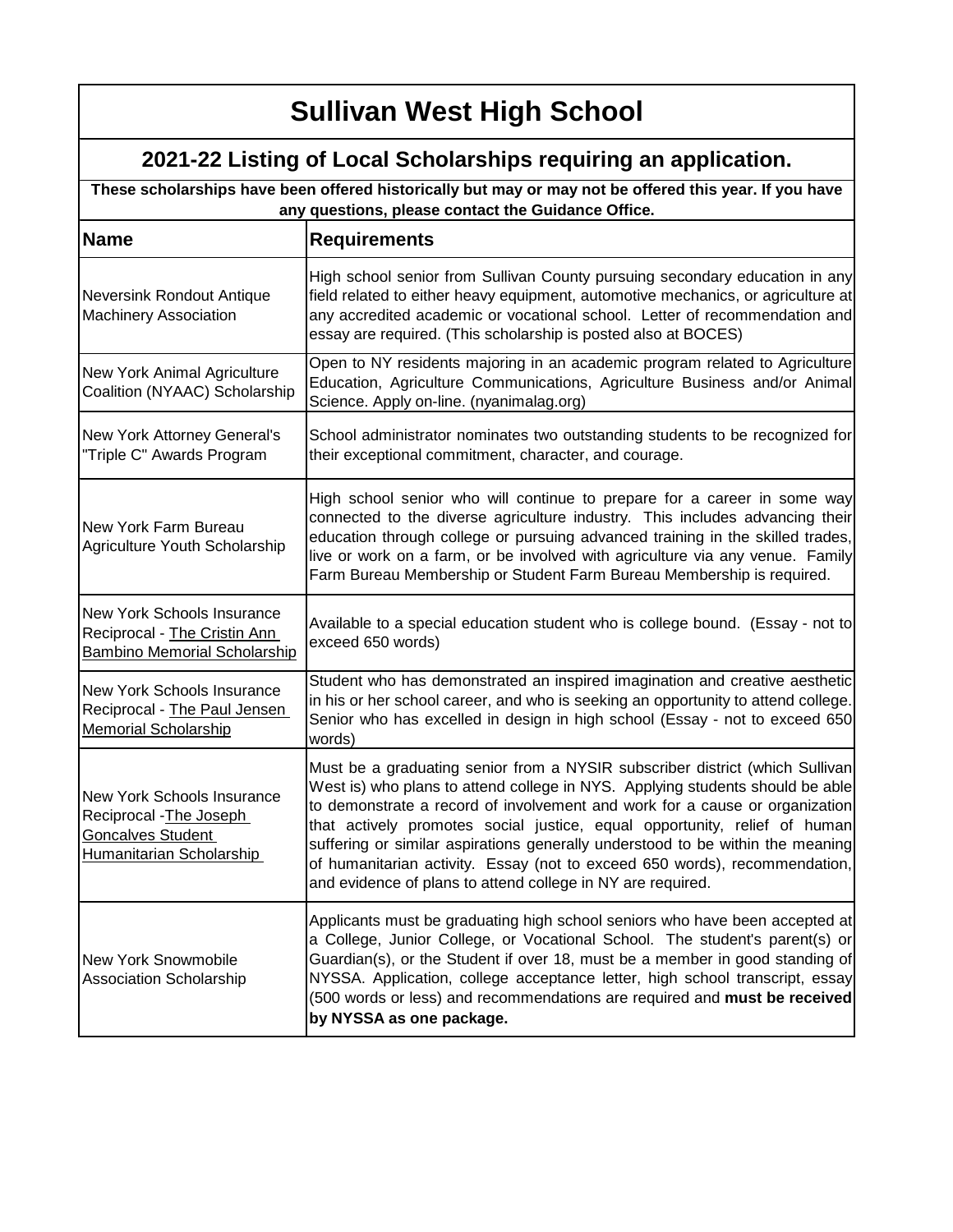# Sullivan West High School

## 2021-22 Listing of Local Scholarships requiring an application.

**These scholarships have been offered historically but may or may not be offered this year. If you have any questions, please contact the Guidance Office.**

| Name | Requirements |
| --- | --- |
| Neversink Rondout Antique Machinery Association | High school senior from Sullivan County pursuing secondary education in any field related to either heavy equipment, automotive mechanics, or agriculture at any accredited academic or vocational school. Letter of recommendation and essay are required. (This scholarship is posted also at BOCES) |
| New York Animal Agriculture Coalition (NYAAC) Scholarship | Open to NY residents majoring in an academic program related to Agriculture Education, Agriculture Communications, Agriculture Business and/or Animal Science. Apply on-line. (nyanimalag.org) |
| New York Attorney General's "Triple C" Awards Program | School administrator nominates two outstanding students to be recognized for their exceptional commitment, character, and courage. |
| New York Farm Bureau Agriculture Youth Scholarship | High school senior who will continue to prepare for a career in some way connected to the diverse agriculture industry. This includes advancing their education through college or pursuing advanced training in the skilled trades, live or work on a farm, or be involved with agriculture via any venue. Family Farm Bureau Membership or Student Farm Bureau Membership is required. |
| New York Schools Insurance Reciprocal - The Cristin Ann Bambino Memorial Scholarship | Available to a special education student who is college bound. (Essay - not to exceed 650 words) |
| New York Schools Insurance Reciprocal - The Paul Jensen Memorial Scholarship | Student who has demonstrated an inspired imagination and creative aesthetic in his or her school career, and who is seeking an opportunity to attend college. Senior who has excelled in design in high school (Essay - not to exceed 650 words) |
| New York Schools Insurance Reciprocal -The Joseph Goncalves Student Humanitarian Scholarship | Must be a graduating senior from a NYSIR subscriber district (which Sullivan West is) who plans to attend college in NYS. Applying students should be able to demonstrate a record of involvement and work for a cause or organization that actively promotes social justice, equal opportunity, relief of human suffering or similar aspirations generally understood to be within the meaning of humanitarian activity. Essay (not to exceed 650 words), recommendation, and evidence of plans to attend college in NY are required. |
| New York Snowmobile Association Scholarship | Applicants must be graduating high school seniors who have been accepted at a College, Junior College, or Vocational School. The student's parent(s) or Guardian(s), or the Student if over 18, must be a member in good standing of NYSSA. Application, college acceptance letter, high school transcript, essay (500 words or less) and recommendations are required and **must be received by NYSSA as one package.** |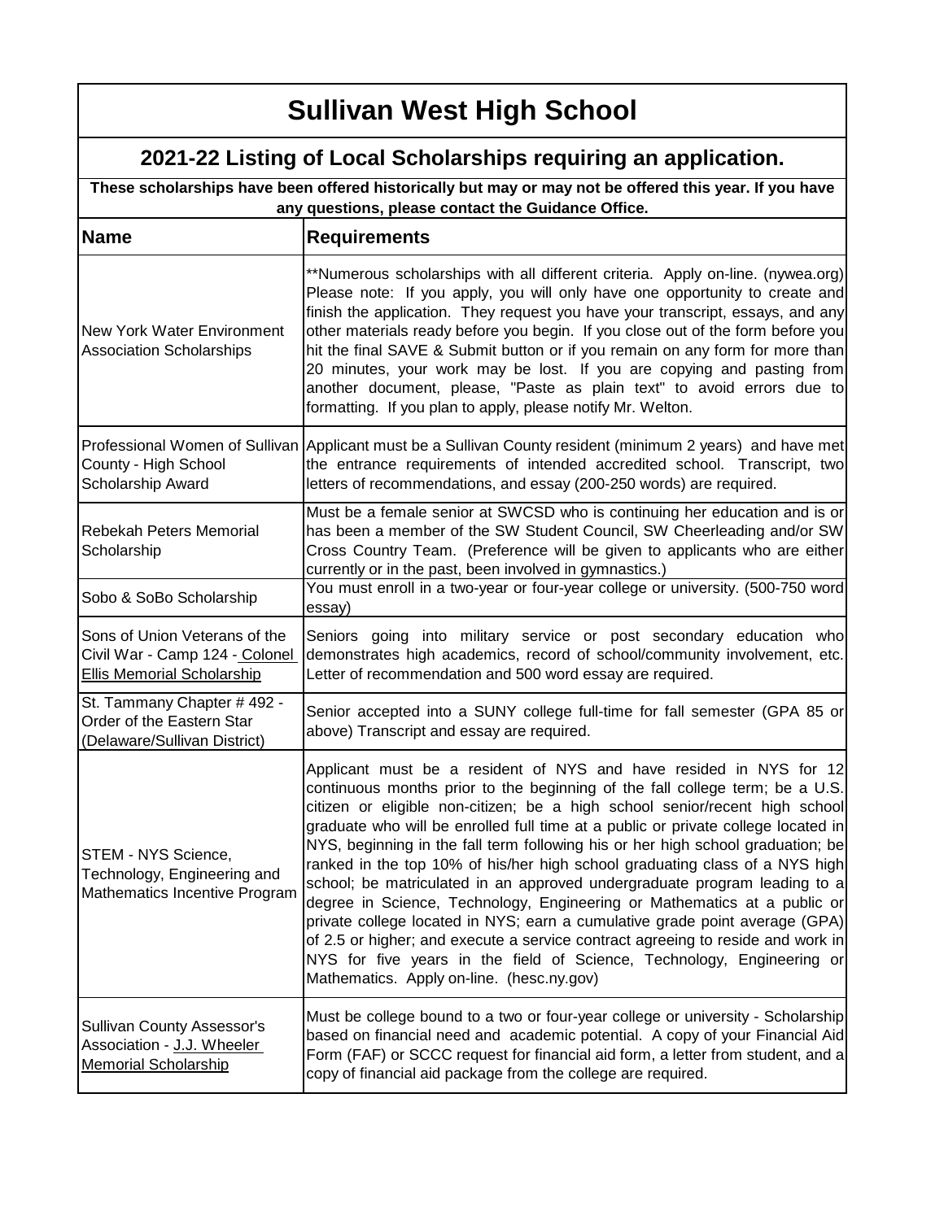# Sullivan West High School

## 2021-22 Listing of Local Scholarships requiring an application.

**These scholarships have been offered historically but may or may not be offered this year. If you have any questions, please contact the Guidance Office.**

| Name | Requirements |
|---|---|
| New York Water Environment Association Scholarships | **Numerous scholarships with all different criteria. Apply on-line. (nywea.org) Please note: If you apply, you will only have one opportunity to create and finish the application. They request you have your transcript, essays, and any other materials ready before you begin. If you close out of the form before you hit the final SAVE & Submit button or if you remain on any form for more than 20 minutes, your work may be lost. If you are copying and pasting from another document, please, "Paste as plain text" to avoid errors due to formatting. If you plan to apply, please notify Mr. Welton. |
| Professional Women of Sullivan County - High School Scholarship Award | Applicant must be a Sullivan County resident (minimum 2 years) and have met the entrance requirements of intended accredited school. Transcript, two letters of recommendations, and essay (200-250 words) are required. |
| Rebekah Peters Memorial Scholarship | Must be a female senior at SWCSD who is continuing her education and is or has been a member of the SW Student Council, SW Cheerleading and/or SW Cross Country Team. (Preference will be given to applicants who are either currently or in the past, been involved in gymnastics.) |
| Sobo & SoBo Scholarship | You must enroll in a two-year or four-year college or university. (500-750 word essay) |
| Sons of Union Veterans of the Civil War - Camp 124 - Colonel Ellis Memorial Scholarship | Seniors going into military service or post secondary education who demonstrates high academics, record of school/community involvement, etc. Letter of recommendation and 500 word essay are required. |
| St. Tammany Chapter # 492 - Order of the Eastern Star (Delaware/Sullivan District) | Senior accepted into a SUNY college full-time for fall semester (GPA 85 or above) Transcript and essay are required. |
| STEM - NYS Science, Technology, Engineering and Mathematics Incentive Program | Applicant must be a resident of NYS and have resided in NYS for 12 continuous months prior to the beginning of the fall college term; be a U.S. citizen or eligible non-citizen; be a high school senior/recent high school graduate who will be enrolled full time at a public or private college located in NYS, beginning in the fall term following his or her high school graduation; be ranked in the top 10% of his/her high school graduating class of a NYS high school; be matriculated in an approved undergraduate program leading to a degree in Science, Technology, Engineering or Mathematics at a public or private college located in NYS; earn a cumulative grade point average (GPA) of 2.5 or higher; and execute a service contract agreeing to reside and work in NYS for five years in the field of Science, Technology, Engineering or Mathematics. Apply on-line. (hesc.ny.gov) |
| Sullivan County Assessor's Association - J.J. Wheeler Memorial Scholarship | Must be college bound to a two or four-year college or university - Scholarship based on financial need and academic potential. A copy of your Financial Aid Form (FAF) or SCCC request for financial aid form, a letter from student, and a copy of financial aid package from the college are required. |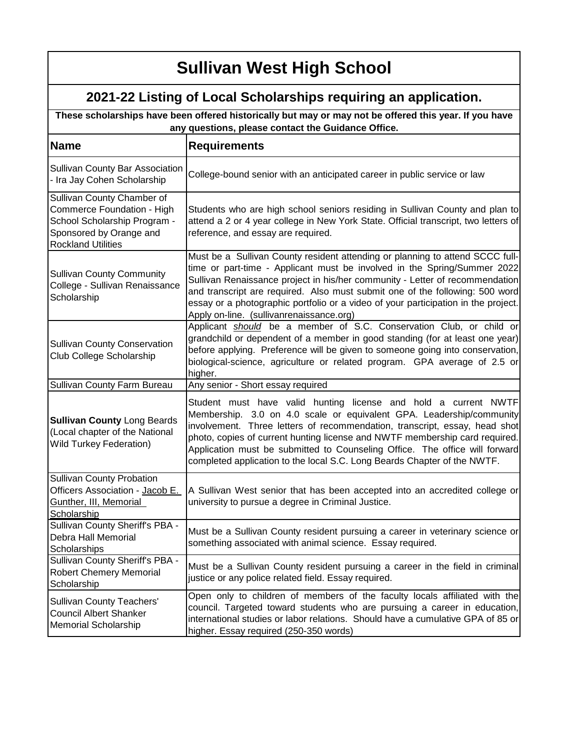# Sullivan West High School

## 2021-22 Listing of Local Scholarships requiring an application.

**These scholarships have been offered historically but may or may not be offered this year. If you have any questions, please contact the Guidance Office.**

| Name | Requirements |
|---|---|
| Sullivan County Bar Association - Ira Jay Cohen Scholarship | College-bound senior with an anticipated career in public service or law |
| Sullivan County Chamber of Commerce Foundation - High School Scholarship Program - Sponsored by Orange and Rockland Utilities | Students who are high school seniors residing in Sullivan County and plan to attend a 2 or 4 year college in New York State. Official transcript, two letters of reference, and essay are required. |
| Sullivan County Community College - Sullivan Renaissance Scholarship | Must be a Sullivan County resident attending or planning to attend SCCC full-time or part-time - Applicant must be involved in the Spring/Summer 2022 Sullivan Renaissance project in his/her community - Letter of recommendation and transcript are required. Also must submit one of the following: 500 word essay or a photographic portfolio or a video of your participation in the project. Apply on-line. (sullivanrenaissance.org) |
| Sullivan County Conservation Club College Scholarship | Applicant *should* be a member of S.C. Conservation Club, or child or grandchild or dependent of a member in good standing (for at least one year) before applying. Preference will be given to someone going into conservation, biological-science, agriculture or related program. GPA average of 2.5 or higher. |
| Sullivan County Farm Bureau | Any senior - Short essay required |
| **Sullivan County** Long Beards (Local chapter of the National Wild Turkey Federation) | Student must have valid hunting license and hold a current NWTF Membership. 3.0 on 4.0 scale or equivalent GPA. Leadership/community involvement. Three letters of recommendation, transcript, essay, head shot photo, copies of current hunting license and NWTF membership card required. Application must be submitted to Counseling Office. The office will forward completed application to the local S.C. Long Beards Chapter of the NWTF. |
| Sullivan County Probation Officers Association - Jacob E. Gunther, III, Memorial Scholarship | A Sullivan West senior that has been accepted into an accredited college or university to pursue a degree in Criminal Justice. |
| Sullivan County Sheriff's PBA - Debra Hall Memorial Scholarships | Must be a Sullivan County resident pursuing a career in veterinary science or something associated with animal science. Essay required. |
| Sullivan County Sheriff's PBA - Robert Chemery Memorial Scholarship | Must be a Sullivan County resident pursuing a career in the field in criminal justice or any police related field. Essay required. |
| Sullivan County Teachers' Council Albert Shanker Memorial Scholarship | Open only to children of members of the faculty locals affiliated with the council. Targeted toward students who are pursuing a career in education, international studies or labor relations. Should have a cumulative GPA of 85 or higher. Essay required (250-350 words) |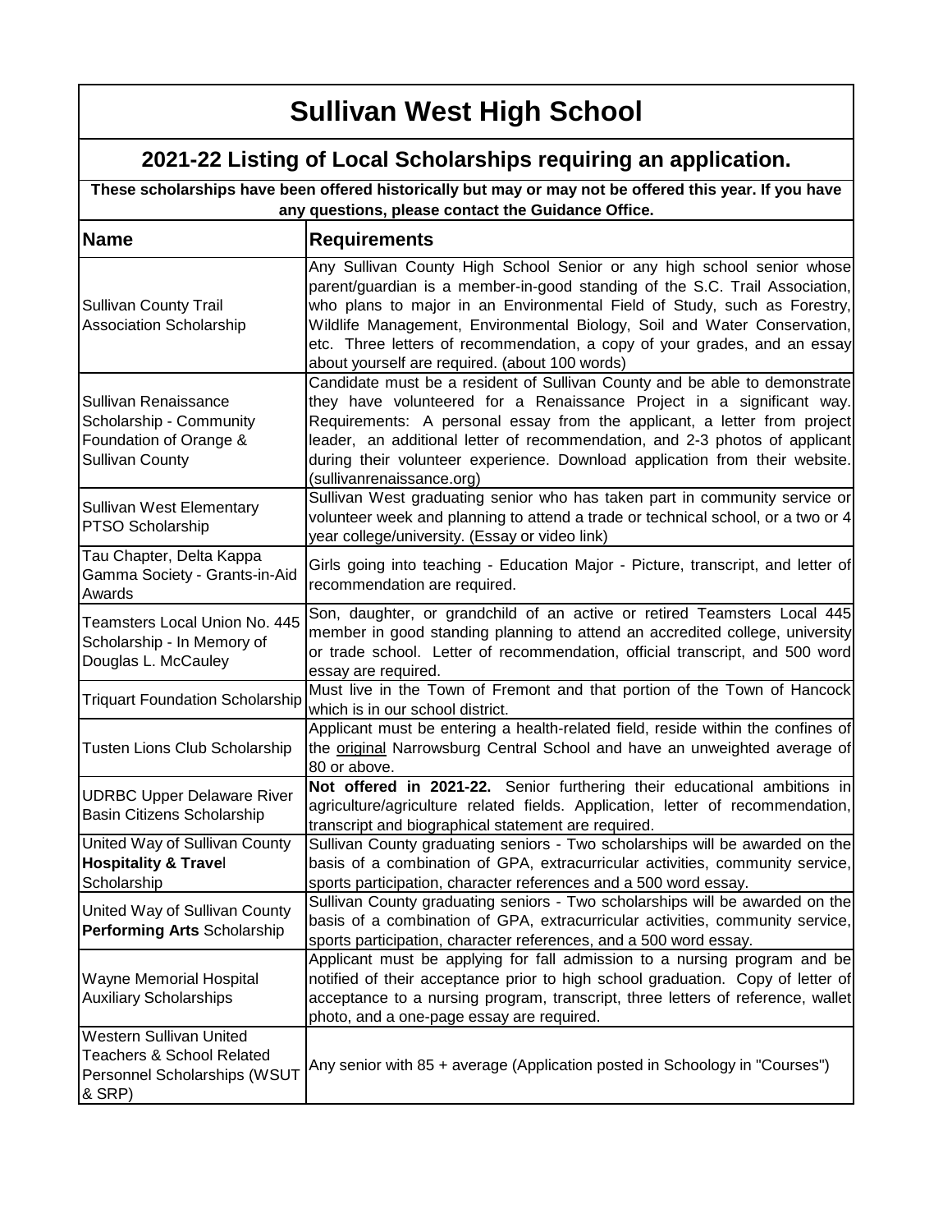# Sullivan West High School

## 2021-22 Listing of Local Scholarships requiring an application.

**These scholarships have been offered historically but may or may not be offered this year. If you have any questions, please contact the Guidance Office.**

| Name | Requirements |
|---|---|
| Sullivan County Trail Association Scholarship | Any Sullivan County High School Senior or any high school senior whose parent/guardian is a member-in-good standing of the S.C. Trail Association, who plans to major in an Environmental Field of Study, such as Forestry, Wildlife Management, Environmental Biology, Soil and Water Conservation, etc. Three letters of recommendation, a copy of your grades, and an essay about yourself are required. (about 100 words) |
| Sullivan Renaissance Scholarship - Community Foundation of Orange & Sullivan County | Candidate must be a resident of Sullivan County and be able to demonstrate they have volunteered for a Renaissance Project in a significant way. Requirements: A personal essay from the applicant, a letter from project leader, an additional letter of recommendation, and 2-3 photos of applicant during their volunteer experience. Download application from their website. (sullivanrenaissance.org) |
| Sullivan West Elementary PTSO Scholarship | Sullivan West graduating senior who has taken part in community service or volunteer week and planning to attend a trade or technical school, or a two or 4 year college/university. (Essay or video link) |
| Tau Chapter, Delta Kappa Gamma Society - Grants-in-Aid Awards | Girls going into teaching - Education Major - Picture, transcript, and letter of recommendation are required. |
| Teamsters Local Union No. 445 Scholarship - In Memory of Douglas L. McCauley | Son, daughter, or grandchild of an active or retired Teamsters Local 445 member in good standing planning to attend an accredited college, university or trade school. Letter of recommendation, official transcript, and 500 word essay are required. |
| Triquart Foundation Scholarship | Must live in the Town of Fremont and that portion of the Town of Hancock which is in our school district. |
| Tusten Lions Club Scholarship | Applicant must be entering a health-related field, reside within the confines of the original Narrowsburg Central School and have an unweighted average of 80 or above. |
| UDRBC Upper Delaware River Basin Citizens Scholarship | **Not offered in 2021-22.** Senior furthering their educational ambitions in agriculture/agriculture related fields. Application, letter of recommendation, transcript and biographical statement are required. |
| United Way of Sullivan County **Hospitality & Travel** Scholarship | Sullivan County graduating seniors - Two scholarships will be awarded on the basis of a combination of GPA, extracurricular activities, community service, sports participation, character references and a 500 word essay. |
| United Way of Sullivan County **Performing Arts** Scholarship | Sullivan County graduating seniors - Two scholarships will be awarded on the basis of a combination of GPA, extracurricular activities, community service, sports participation, character references, and a 500 word essay. |
| Wayne Memorial Hospital Auxiliary Scholarships | Applicant must be applying for fall admission to a nursing program and be notified of their acceptance prior to high school graduation. Copy of letter of acceptance to a nursing program, transcript, three letters of reference, wallet photo, and a one-page essay are required. |
| Western Sullivan United Teachers & School Related Personnel Scholarships (WSUT & SRP) | Any senior with 85 + average (Application posted in Schoology in "Courses") |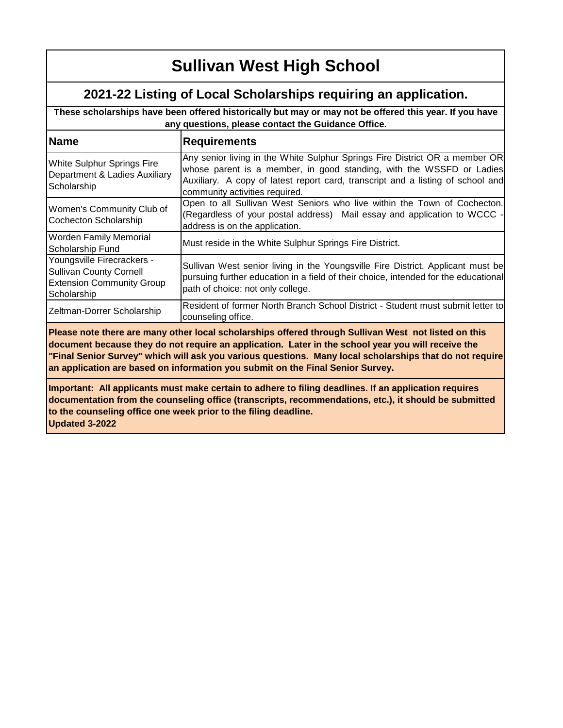# Sullivan West High School

## 2021-22 Listing of Local Scholarships requiring an application.

**These scholarships have been offered historically but may or may not be offered this year. If you have any questions, please contact the Guidance Office.**

| Name | Requirements |
|---|---|
| White Sulphur Springs Fire Department & Ladies Auxiliary Scholarship | Any senior living in the White Sulphur Springs Fire District OR a member OR whose parent is a member, in good standing, with the WSSFD or Ladies Auxiliary. A copy of latest report card, transcript and a listing of school and community activities required. |
| Women's Community Club of Cochecton Scholarship | Open to all Sullivan West Seniors who live within the Town of Cochecton. (Regardless of your postal address) Mail essay and application to WCCC - address is on the application. |
| Worden Family Memorial Scholarship Fund | Must reside in the White Sulphur Springs Fire District. |
| Youngsville Firecrackers - Sullivan County Cornell Extension Community Group Scholarship | Sullivan West senior living in the Youngsville Fire District. Applicant must be pursuing further education in a field of their choice, intended for the educational path of choice: not only college. |
| Zeltman-Dorrer Scholarship | Resident of former North Branch School District - Student must submit letter to counseling office. |

**Please note there are many other local scholarships offered through Sullivan West not listed on this document because they do not require an application. Later in the school year you will receive the "Final Senior Survey" which will ask you various questions. Many local scholarships that do not require an application are based on information you submit on the Final Senior Survey.**

**Important: All applicants must make certain to adhere to filing deadlines. If an application requires documentation from the counseling office (transcripts, recommendations, etc.), it should be submitted to the counseling office one week prior to the filing deadline.**
**Updated 3-2022**